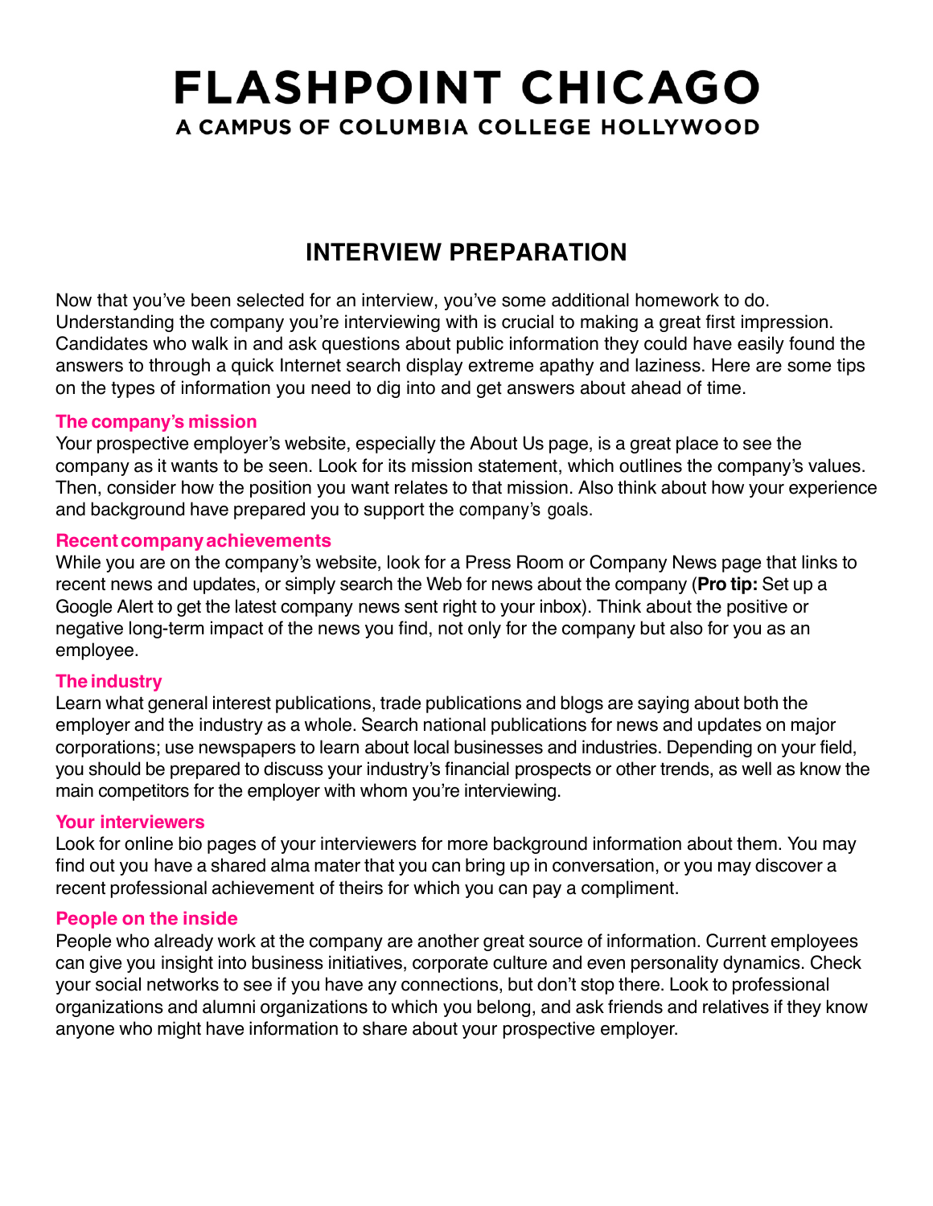# FLASHPOINT CHICAGO

**A CAMPUS OF COLUMBIA COLLEGE HOLLYWOOD**

## INTERVIEW PREPARATION

Now that you've been selected for an interview, you've some additional homework to do. Understanding the company you're interviewing with is crucial to making a great first impression. Candidates who walk in and ask questions about public information they could have easily found the answers to through a quick Internet search display extreme apathy and laziness. Here are some tips on the types of information you need to dig into and get answers about ahead of time.

### The company's mission

Your prospective employer's website, especially the About Us page, is a great place to see the company as it wants to be seen. Look for its mission statement, which outlines the company's values. Then, consider how the position you want relates to that mission. Also think about how your experience and background have prepared you to support the company's goals.

### Recent company achievements

While you are on the company's website, look for a Press Room or Company News page that links to recent news and updates, or simply search the Web for news about the company (**Pro tip:** Set up a Google Alert to get the latest company news sent right to your inbox). Think about the positive or negative long-term impact of the news you find, not only for the company but also for you as an employee.

### The industry

Learn what general interest publications, trade publications and blogs are saying about both the employer and the industry as a whole. Search national publications for news and updates on major corporations; use newspapers to learn about local businesses and industries. Depending on your field, you should be prepared to discuss your industry's financial prospects or other trends, as well as know the main competitors for the employer with whom you're interviewing.

### Your interviewers

Look for online bio pages of your interviewers for more background information about them. You may find out you have a shared alma mater that you can bring up in conversation, or you may discover a recent professional achievement of theirs for which you can pay a compliment.

### People on the inside

People who already work at the company are another great source of information. Current employees can give you insight into business initiatives, corporate culture and even personality dynamics. Check your social networks to see if you have any connections, but don't stop there. Look to professional organizations and alumni organizations to which you belong, and ask friends and relatives if they know anyone who might have information to share about your prospective employer.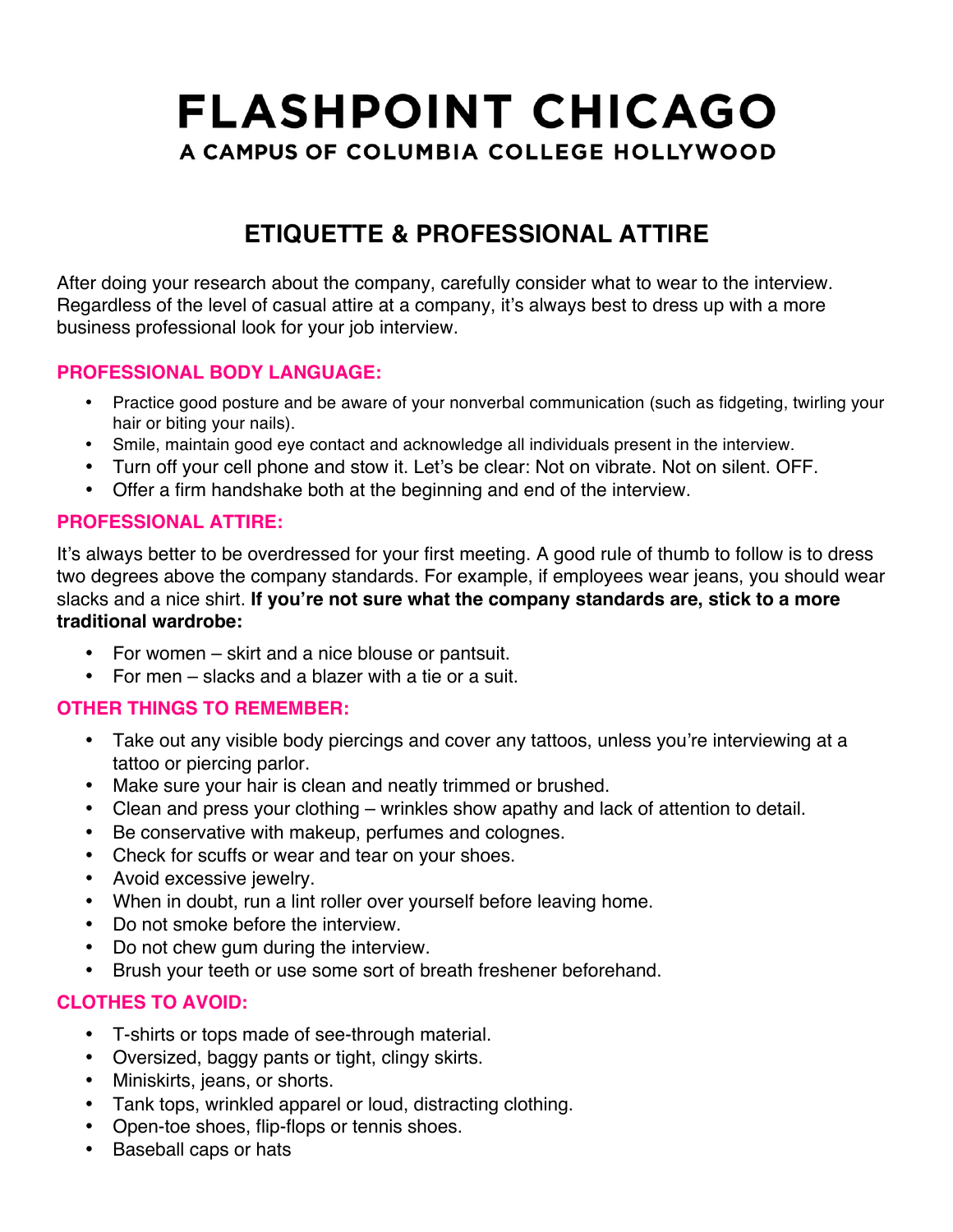# FLASHPOINT CHICAGO

A CAMPUS OF COLUMBIA COLLEGE HOLLYWOOD

## ETIQUETTE & PROFESSIONAL ATTIRE

After doing your research about the company, carefully consider what to wear to the interview. Regardless of the level of casual attire at a company, it's always best to dress up with a more business professional look for your job interview.

### PROFESSIONAL BODY LANGUAGE:

- Practice good posture and be aware of your nonverbal communication (such as fidgeting, twirling your hair or biting your nails).
- Smile, maintain good eye contact and acknowledge all individuals present in the interview.
- Turn off your cell phone and stow it. Let's be clear: Not on vibrate. Not on silent. OFF.
- Offer a firm handshake both at the beginning and end of the interview.

### PROFESSIONAL ATTIRE:

It's always better to be overdressed for your first meeting. A good rule of thumb to follow is to dress two degrees above the company standards. For example, if employees wear jeans, you should wear slacks and a nice shirt. **If you're not sure what the company standards are, stick to a more traditional wardrobe:**

- For women – skirt and a nice blouse or pantsuit.
- For men – slacks and a blazer with a tie or a suit.

### OTHER THINGS TO REMEMBER:

- Take out any visible body piercings and cover any tattoos, unless you're interviewing at a tattoo or piercing parlor.
- Make sure your hair is clean and neatly trimmed or brushed.
- Clean and press your clothing – wrinkles show apathy and lack of attention to detail.
- Be conservative with makeup, perfumes and colognes.
- Check for scuffs or wear and tear on your shoes.
- Avoid excessive jewelry.
- When in doubt, run a lint roller over yourself before leaving home.
- Do not smoke before the interview.
- Do not chew gum during the interview.
- Brush your teeth or use some sort of breath freshener beforehand.

### CLOTHES TO AVOID:

- T-shirts or tops made of see-through material.
- Oversized, baggy pants or tight, clingy skirts.
- Miniskirts, jeans, or shorts.
- Tank tops, wrinkled apparel or loud, distracting clothing.
- Open-toe shoes, flip-flops or tennis shoes.
- Baseball caps or hats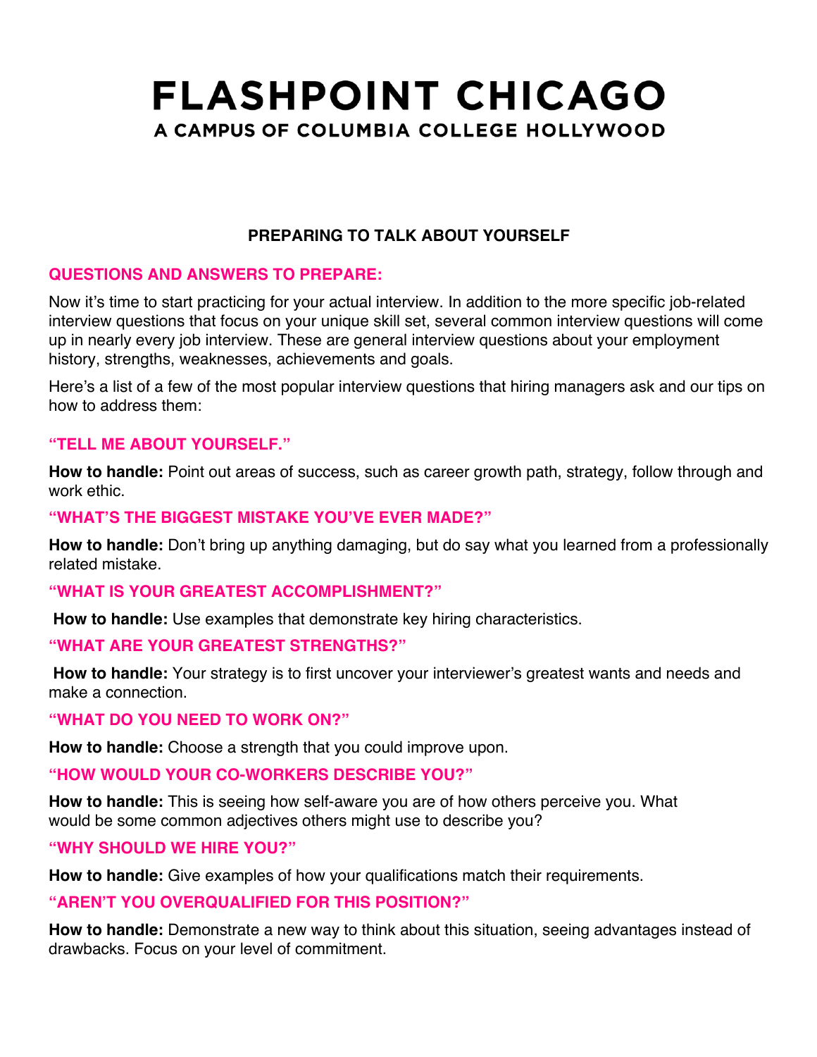# FLASHPOINT CHICAGO

A CAMPUS OF COLUMBIA COLLEGE HOLLYWOOD

## PREPARING TO TALK ABOUT YOURSELF

### QUESTIONS AND ANSWERS TO PREPARE:

Now it's time to start practicing for your actual interview. In addition to the more specific job-related interview questions that focus on your unique skill set, several common interview questions will come up in nearly every job interview. These are general interview questions about your employment history, strengths, weaknesses, achievements and goals.

Here's a list of a few of the most popular interview questions that hiring managers ask and our tips on how to address them:

### "TELL ME ABOUT YOURSELF."

**How to handle:** Point out areas of success, such as career growth path, strategy, follow through and work ethic.

### "WHAT'S THE BIGGEST MISTAKE YOU'VE EVER MADE?"

**How to handle:** Don't bring up anything damaging, but do say what you learned from a professionally related mistake.

### "WHAT IS YOUR GREATEST ACCOMPLISHMENT?"

**How to handle:** Use examples that demonstrate key hiring characteristics.

### "WHAT ARE YOUR GREATEST STRENGTHS?"

**How to handle:** Your strategy is to first uncover your interviewer's greatest wants and needs and make a connection.

### "WHAT DO YOU NEED TO WORK ON?"

**How to handle:** Choose a strength that you could improve upon.

### "HOW WOULD YOUR CO-WORKERS DESCRIBE YOU?"

**How to handle:** This is seeing how self-aware you are of how others perceive you. What would be some common adjectives others might use to describe you?

### "WHY SHOULD WE HIRE YOU?"

**How to handle:** Give examples of how your qualifications match their requirements.

### "AREN'T YOU OVERQUALIFIED FOR THIS POSITION?"

**How to handle:** Demonstrate a new way to think about this situation, seeing advantages instead of drawbacks. Focus on your level of commitment.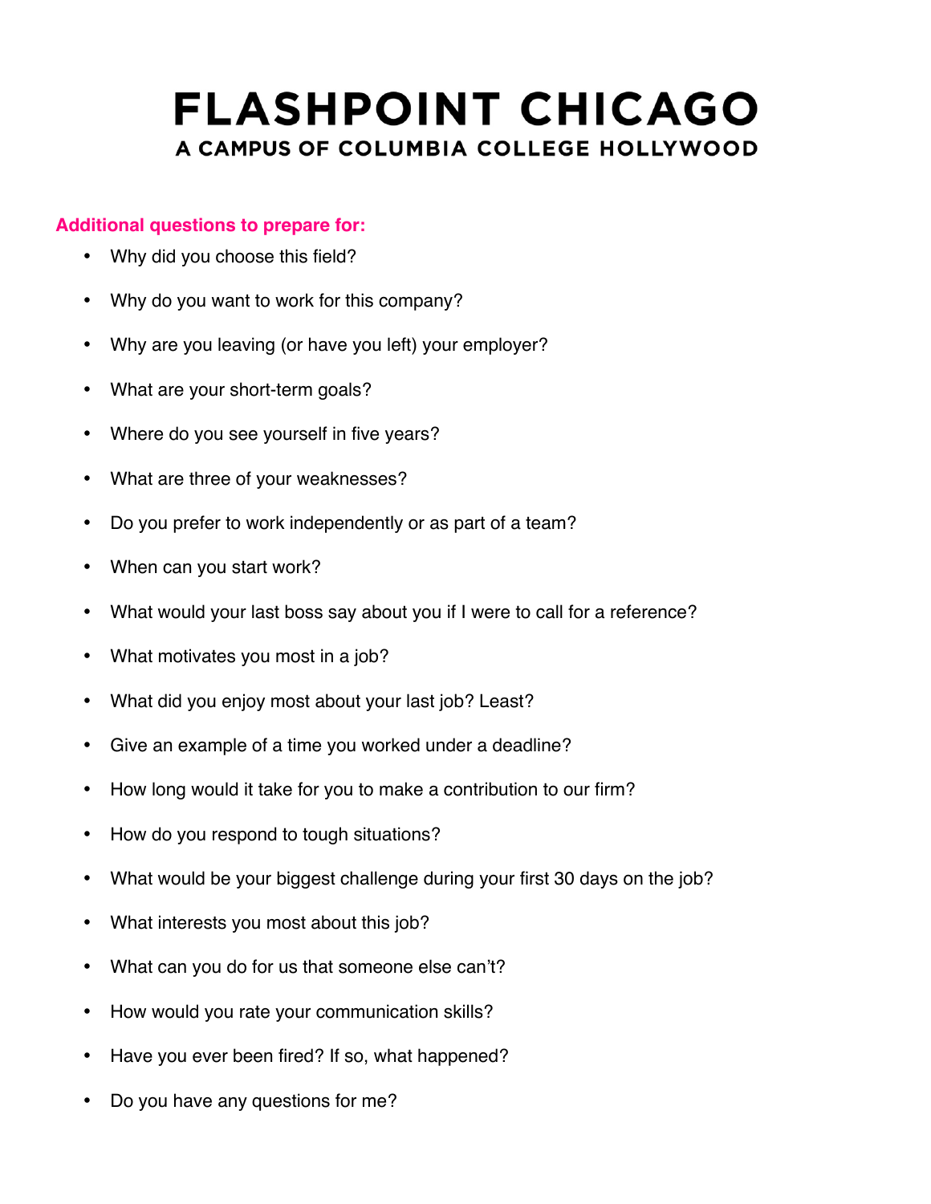# FLASHPOINT CHICAGO

## A CAMPUS OF COLUMBIA COLLEGE HOLLYWOOD

**Additional questions to prepare for:**

- Why did you choose this field?
- Why do you want to work for this company?
- Why are you leaving (or have you left) your employer?
- What are your short-term goals?
- Where do you see yourself in five years?
- What are three of your weaknesses?
- Do you prefer to work independently or as part of a team?
- When can you start work?
- What would your last boss say about you if I were to call for a reference?
- What motivates you most in a job?
- What did you enjoy most about your last job? Least?
- Give an example of a time you worked under a deadline?
- How long would it take for you to make a contribution to our firm?
- How do you respond to tough situations?
- What would be your biggest challenge during your first 30 days on the job?
- What interests you most about this job?
- What can you do for us that someone else can't?
- How would you rate your communication skills?
- Have you ever been fired? If so, what happened?
- Do you have any questions for me?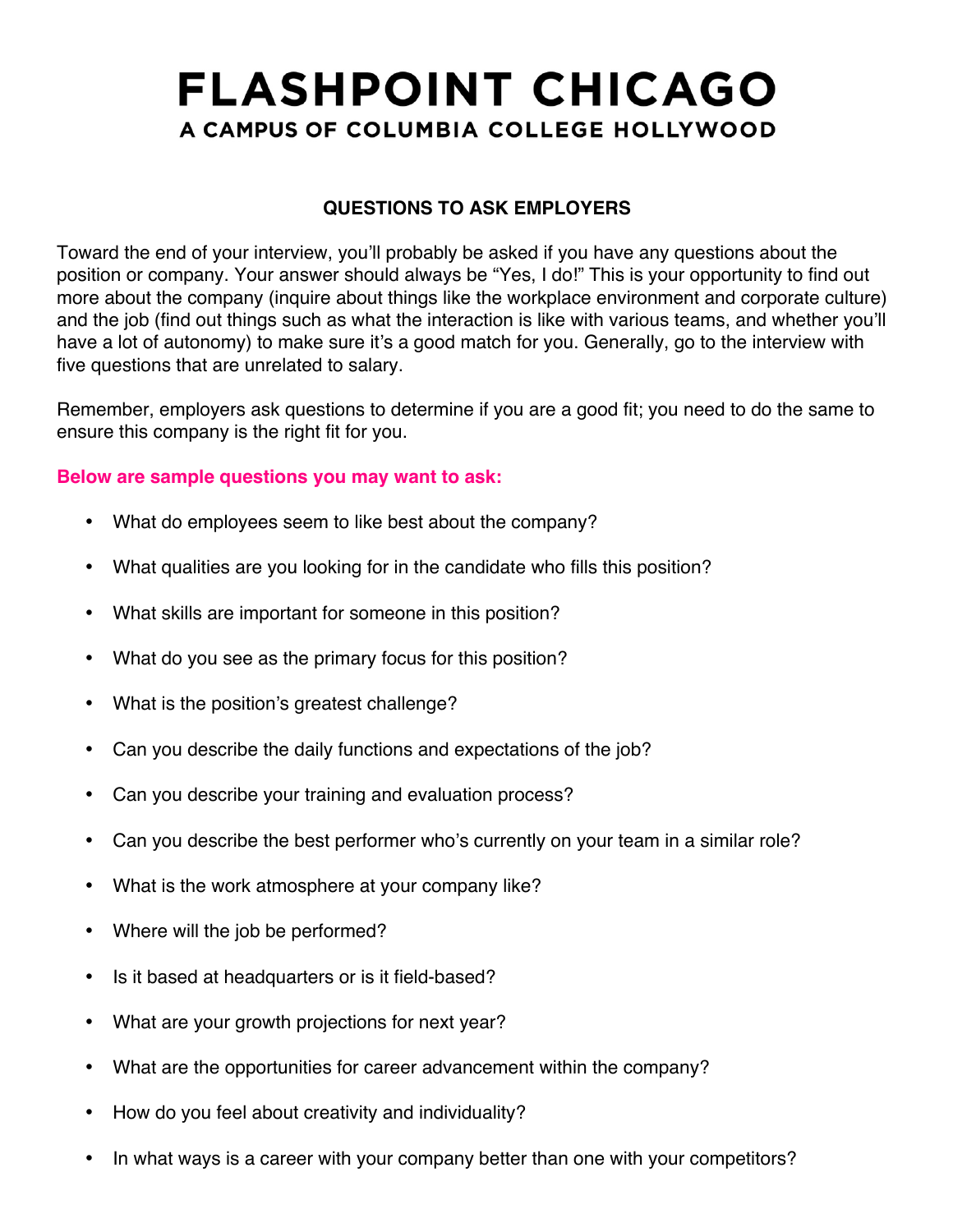# FLASHPOINT CHICAGO

## A CAMPUS OF COLUMBIA COLLEGE HOLLYWOOD

### QUESTIONS TO ASK EMPLOYERS

Toward the end of your interview, you'll probably be asked if you have any questions about the position or company. Your answer should always be "Yes, I do!" This is your opportunity to find out more about the company (inquire about things like the workplace environment and corporate culture) and the job (find out things such as what the interaction is like with various teams, and whether you'll have a lot of autonomy) to make sure it's a good match for you. Generally, go to the interview with five questions that are unrelated to salary.

Remember, employers ask questions to determine if you are a good fit; you need to do the same to ensure this company is the right fit for you.

**Below are sample questions you may want to ask:**

- What do employees seem to like best about the company?
- What qualities are you looking for in the candidate who fills this position?
- What skills are important for someone in this position?
- What do you see as the primary focus for this position?
- What is the position's greatest challenge?
- Can you describe the daily functions and expectations of the job?
- Can you describe your training and evaluation process?
- Can you describe the best performer who's currently on your team in a similar role?
- What is the work atmosphere at your company like?
- Where will the job be performed?
- Is it based at headquarters or is it field-based?
- What are your growth projections for next year?
- What are the opportunities for career advancement within the company?
- How do you feel about creativity and individuality?
- In what ways is a career with your company better than one with your competitors?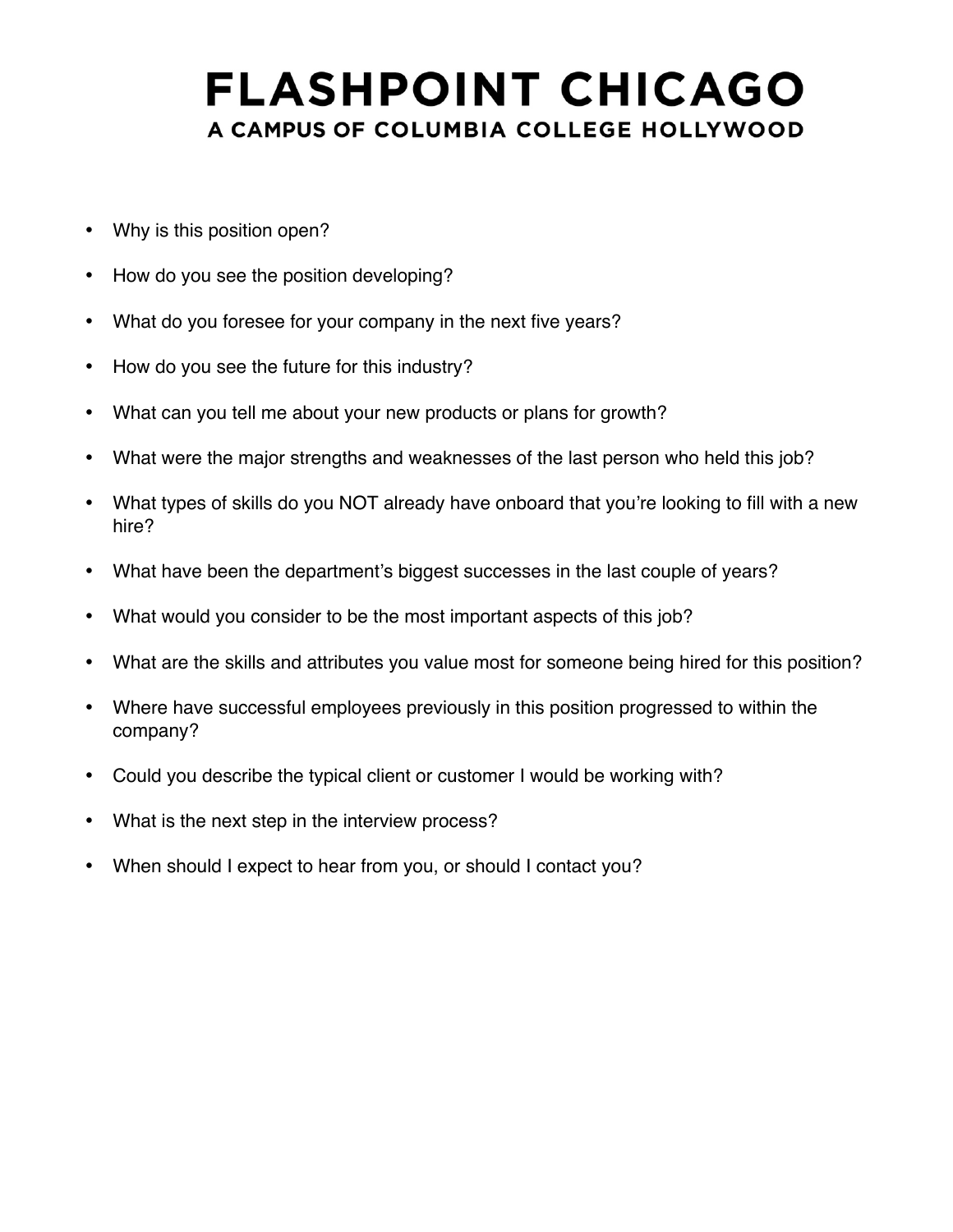# FLASHPOINT CHICAGO

## A CAMPUS OF COLUMBIA COLLEGE HOLLYWOOD

- Why is this position open?
- How do you see the position developing?
- What do you foresee for your company in the next five years?
- How do you see the future for this industry?
- What can you tell me about your new products or plans for growth?
- What were the major strengths and weaknesses of the last person who held this job?
- What types of skills do you NOT already have onboard that you're looking to fill with a new hire?
- What have been the department's biggest successes in the last couple of years?
- What would you consider to be the most important aspects of this job?
- What are the skills and attributes you value most for someone being hired for this position?
- Where have successful employees previously in this position progressed to within the company?
- Could you describe the typical client or customer I would be working with?
- What is the next step in the interview process?
- When should I expect to hear from you, or should I contact you?